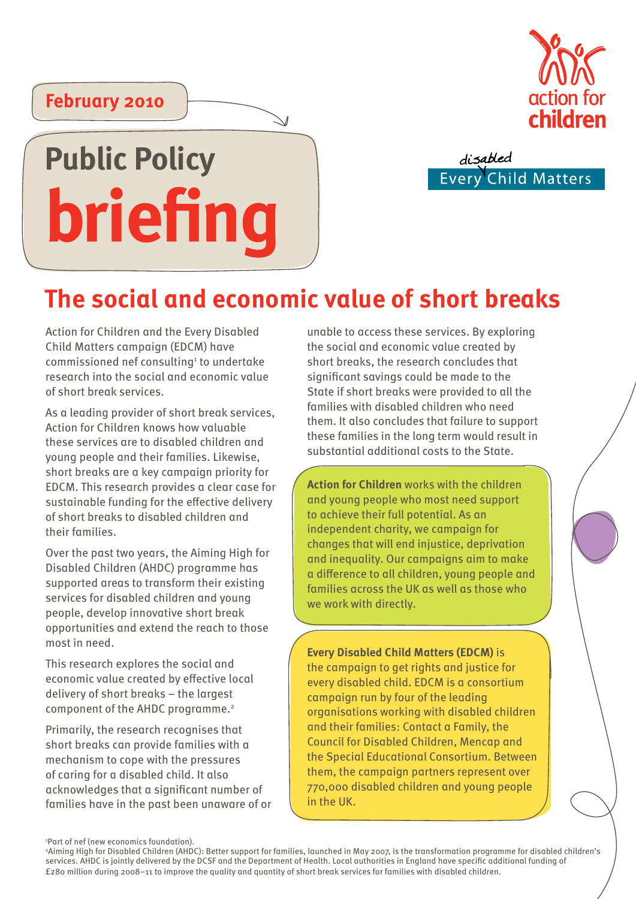February 2010

# Public Policy briefing

action for children

disabled Every Child Matters

## The social and economic value of short breaks

Action for Children and the Every Disabled Child Matters campaign (EDCM) have commissioned nef consulting[1] to undertake research into the social and economic value of short break services.

As a leading provider of short break services, Action for Children knows how valuable these services are to disabled children and young people and their families. Likewise, short breaks are a key campaign priority for EDCM. This research provides a clear case for sustainable funding for the effective delivery of short breaks to disabled children and their families.

Over the past two years, the Aiming High for Disabled Children (AHDC) programme has supported areas to transform their existing services for disabled children and young people, develop innovative short break opportunities and extend the reach to those most in need.

This research explores the social and economic value created by effective local delivery of short breaks – the largest component of the AHDC programme.[2]

Primarily, the research recognises that short breaks can provide families with a mechanism to cope with the pressures of caring for a disabled child. It also acknowledges that a significant number of families have in the past been unaware of or unable to access these services. By exploring the social and economic value created by short breaks, the research concludes that significant savings could be made to the State if short breaks were provided to all the families with disabled children who need them. It also concludes that failure to support these families in the long term would result in substantial additional costs to the State.

**Action for Children** works with the children and young people who most need support to achieve their full potential. As an independent charity, we campaign for changes that will end injustice, deprivation and inequality. Our campaigns aim to make a difference to all children, young people and families across the UK as well as those who we work with directly.

**Every Disabled Child Matters (EDCM)** is the campaign to get rights and justice for every disabled child. EDCM is a consortium campaign run by four of the leading organisations working with disabled children and their families: Contact a Family, the Council for Disabled Children, Mencap and the Special Educational Consortium. Between them, the campaign partners represent over 770,000 disabled children and young people in the UK.

[1] Part of nef (new economics foundation).

[2] Aiming High for Disabled Children (AHDC): Better support for families, launched in May 2007, is the transformation programme for disabled children's services. AHDC is jointly delivered by the DCSF and the Department of Health. Local authorities in England have specific additional funding of £280 million during 2008–11 to improve the quality and quantity of short break services for families with disabled children.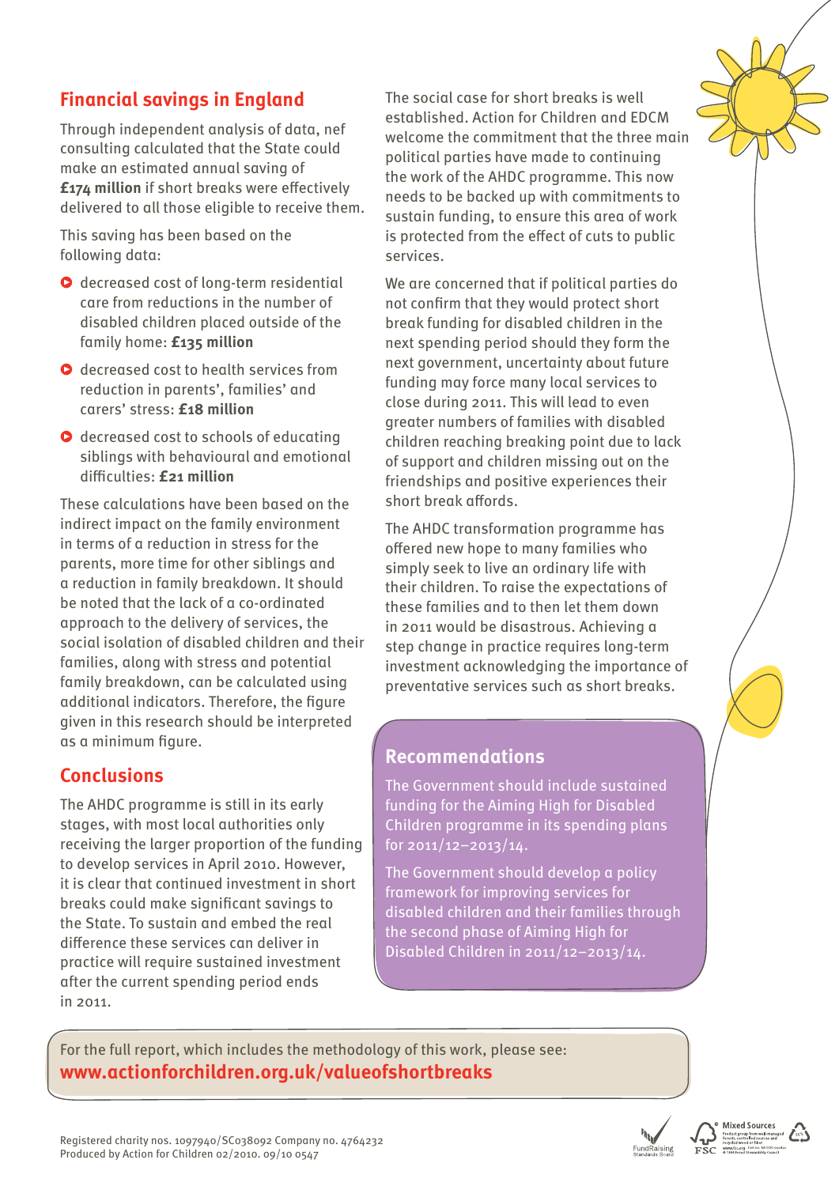## Financial savings in England

Through independent analysis of data, nef consulting calculated that the State could make an estimated annual saving of **£174 million** if short breaks were effectively delivered to all those eligible to receive them.

This saving has been based on the following data:

- decreased cost of long-term residential care from reductions in the number of disabled children placed outside of the family home: **£135 million**
- decreased cost to health services from reduction in parents', families' and carers' stress: **£18 million**
- decreased cost to schools of educating siblings with behavioural and emotional difficulties: **£21 million**

These calculations have been based on the indirect impact on the family environment in terms of a reduction in stress for the parents, more time for other siblings and a reduction in family breakdown. It should be noted that the lack of a co-ordinated approach to the delivery of services, the social isolation of disabled children and their families, along with stress and potential family breakdown, can be calculated using additional indicators. Therefore, the figure given in this research should be interpreted as a minimum figure.

## Conclusions

The AHDC programme is still in its early stages, with most local authorities only receiving the larger proportion of the funding to develop services in April 2010. However, it is clear that continued investment in short breaks could make significant savings to the State. To sustain and embed the real difference these services can deliver in practice will require sustained investment after the current spending period ends in 2011.

The social case for short breaks is well established. Action for Children and EDCM welcome the commitment that the three main political parties have made to continuing the work of the AHDC programme. This now needs to be backed up with commitments to sustain funding, to ensure this area of work is protected from the effect of cuts to public services.

We are concerned that if political parties do not confirm that they would protect short break funding for disabled children in the next spending period should they form the next government, uncertainty about future funding may force many local services to close during 2011. This will lead to even greater numbers of families with disabled children reaching breaking point due to lack of support and children missing out on the friendships and positive experiences their short break affords.

The AHDC transformation programme has offered new hope to many families who simply seek to live an ordinary life with their children. To raise the expectations of these families and to then let them down in 2011 would be disastrous. Achieving a step change in practice requires long-term investment acknowledging the importance of preventative services such as short breaks.

## Recommendations

The Government should include sustained funding for the Aiming High for Disabled Children programme in its spending plans for 2011/12–2013/14.

The Government should develop a policy framework for improving services for disabled children and their families through the second phase of Aiming High for Disabled Children in 2011/12–2013/14.

For the full report, which includes the methodology of this work, please see:
**www.actionforchildren.org.uk/valueofshortbreaks**

Registered charity nos. 1097940/SC038092 Company no. 4764232
Produced by Action for Children 02/2010. 09/10 0547